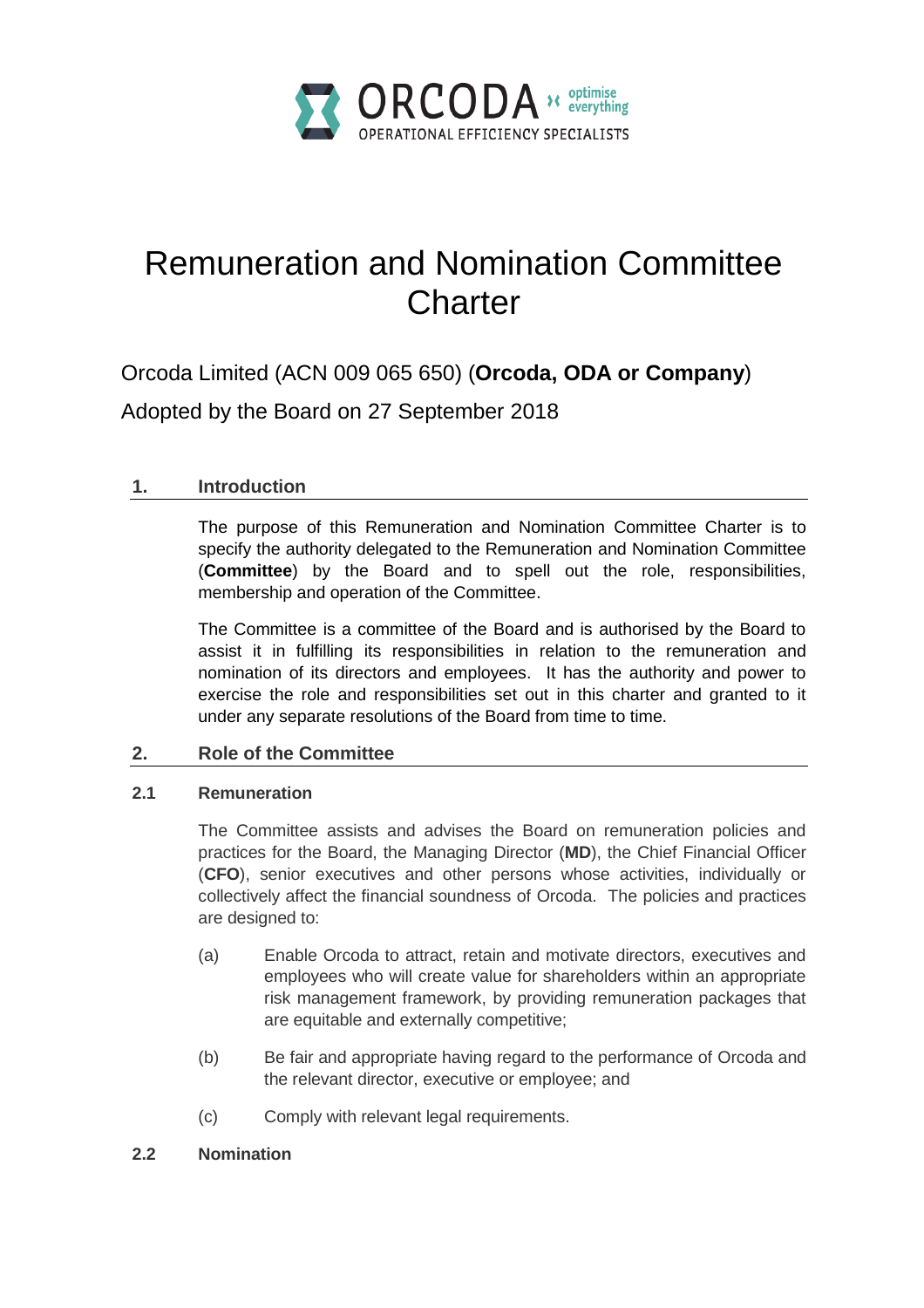ORCODA optimise everything

OPERATIONAL EFFICIENCY SPECIALISTS

# Remuneration and Nomination Committee Charter

Orcoda Limited (ACN 009 065 650) (**Orcoda, ODA or Company**)

Adopted by the Board on 27 September 2018

## 1. Introduction

The purpose of this Remuneration and Nomination Committee Charter is to specify the authority delegated to the Remuneration and Nomination Committee (**Committee**) by the Board and to spell out the role, responsibilities, membership and operation of the Committee.

The Committee is a committee of the Board and is authorised by the Board to assist it in fulfilling its responsibilities in relation to the remuneration and nomination of its directors and employees. It has the authority and power to exercise the role and responsibilities set out in this charter and granted to it under any separate resolutions of the Board from time to time.

## 2. Role of the Committee

### 2.1 Remuneration

The Committee assists and advises the Board on remuneration policies and practices for the Board, the Managing Director (**MD**), the Chief Financial Officer (**CFO**), senior executives and other persons whose activities, individually or collectively affect the financial soundness of Orcoda. The policies and practices are designed to:

(a) Enable Orcoda to attract, retain and motivate directors, executives and employees who will create value for shareholders within an appropriate risk management framework, by providing remuneration packages that are equitable and externally competitive;

(b) Be fair and appropriate having regard to the performance of Orcoda and the relevant director, executive or employee; and

(c) Comply with relevant legal requirements.

### 2.2 Nomination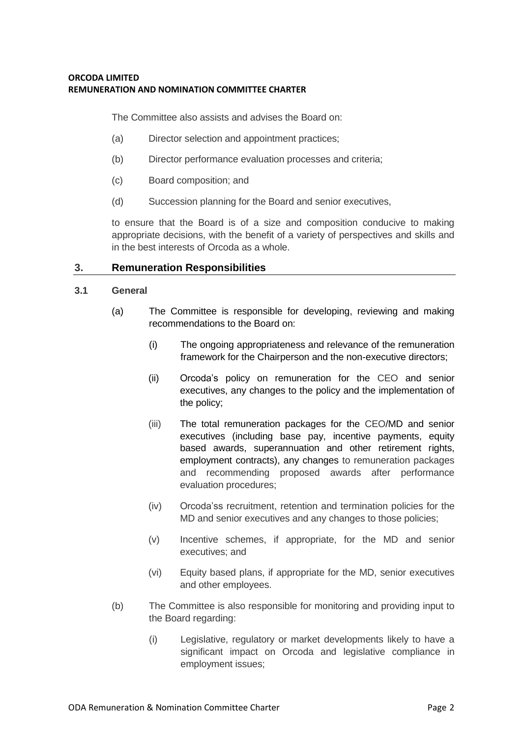The Committee also assists and advises the Board on:

(a) Director selection and appointment practices;

(b) Director performance evaluation processes and criteria;

(c) Board composition; and

(d) Succession planning for the Board and senior executives,

to ensure that the Board is of a size and composition conducive to making appropriate decisions, with the benefit of a variety of perspectives and skills and in the best interests of Orcoda as a whole.

## 3. Remuneration Responsibilities

### 3.1 General

(a) The Committee is responsible for developing, reviewing and making recommendations to the Board on:

(i) The ongoing appropriateness and relevance of the remuneration framework for the Chairperson and the non-executive directors;

(ii) Orcoda's policy on remuneration for the CEO and senior executives, any changes to the policy and the implementation of the policy;

(iii) The total remuneration packages for the CEO/MD and senior executives (including base pay, incentive payments, equity based awards, superannuation and other retirement rights, employment contracts), any changes to remuneration packages and recommending proposed awards after performance evaluation procedures;

(iv) Orcoda'ss recruitment, retention and termination policies for the MD and senior executives and any changes to those policies;

(v) Incentive schemes, if appropriate, for the MD and senior executives; and

(vi) Equity based plans, if appropriate for the MD, senior executives and other employees.

(b) The Committee is also responsible for monitoring and providing input to the Board regarding:

(i) Legislative, regulatory or market developments likely to have a significant impact on Orcoda and legislative compliance in employment issues;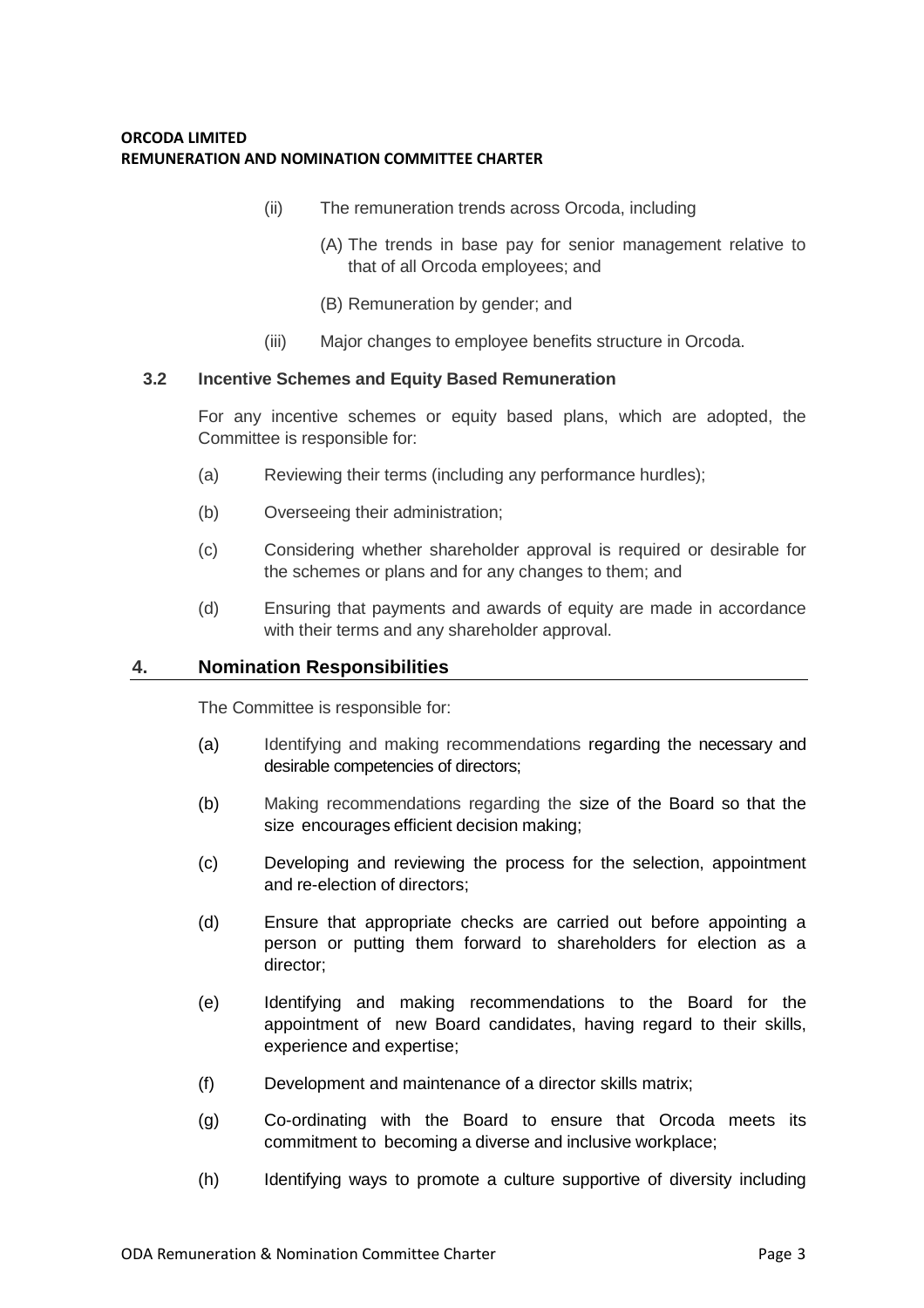(ii) The remuneration trends across Orcoda, including

(A) The trends in base pay for senior management relative to that of all Orcoda employees; and

(B) Remuneration by gender; and

(iii) Major changes to employee benefits structure in Orcoda.

### 3.2 Incentive Schemes and Equity Based Remuneration

For any incentive schemes or equity based plans, which are adopted, the Committee is responsible for:

(a) Reviewing their terms (including any performance hurdles);

(b) Overseeing their administration;

(c) Considering whether shareholder approval is required or desirable for the schemes or plans and for any changes to them; and

(d) Ensuring that payments and awards of equity are made in accordance with their terms and any shareholder approval.

## 4. Nomination Responsibilities

The Committee is responsible for:

(a) Identifying and making recommendations regarding the necessary and desirable competencies of directors;

(b) Making recommendations regarding the size of the Board so that the size encourages efficient decision making;

(c) Developing and reviewing the process for the selection, appointment and re-election of directors;

(d) Ensure that appropriate checks are carried out before appointing a person or putting them forward to shareholders for election as a director;

(e) Identifying and making recommendations to the Board for the appointment of new Board candidates, having regard to their skills, experience and expertise;

(f) Development and maintenance of a director skills matrix;

(g) Co-ordinating with the Board to ensure that Orcoda meets its commitment to becoming a diverse and inclusive workplace;

(h) Identifying ways to promote a culture supportive of diversity including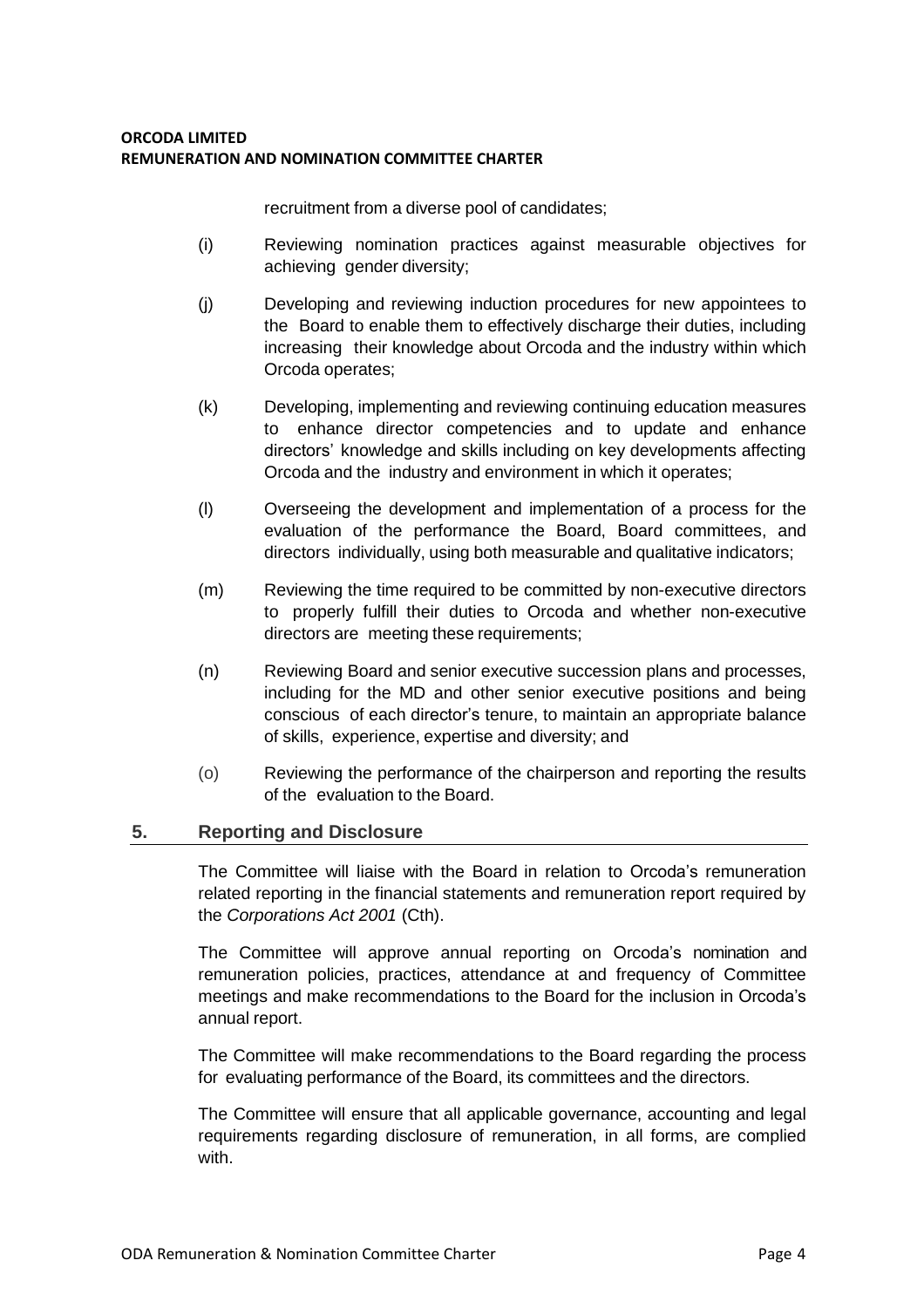recruitment from a diverse pool of candidates;

(i) Reviewing nomination practices against measurable objectives for achieving gender diversity;

(j) Developing and reviewing induction procedures for new appointees to the Board to enable them to effectively discharge their duties, including increasing their knowledge about Orcoda and the industry within which Orcoda operates;

(k) Developing, implementing and reviewing continuing education measures to enhance director competencies and to update and enhance directors' knowledge and skills including on key developments affecting Orcoda and the industry and environment in which it operates;

(l) Overseeing the development and implementation of a process for the evaluation of the performance the Board, Board committees, and directors individually, using both measurable and qualitative indicators;

(m) Reviewing the time required to be committed by non-executive directors to properly fulfill their duties to Orcoda and whether non-executive directors are meeting these requirements;

(n) Reviewing Board and senior executive succession plans and processes, including for the MD and other senior executive positions and being conscious of each director's tenure, to maintain an appropriate balance of skills, experience, expertise and diversity; and

(o) Reviewing the performance of the chairperson and reporting the results of the evaluation to the Board.

## 5. Reporting and Disclosure

The Committee will liaise with the Board in relation to Orcoda's remuneration related reporting in the financial statements and remuneration report required by the *Corporations Act 2001* (Cth).

The Committee will approve annual reporting on Orcoda's nomination and remuneration policies, practices, attendance at and frequency of Committee meetings and make recommendations to the Board for the inclusion in Orcoda's annual report.

The Committee will make recommendations to the Board regarding the process for evaluating performance of the Board, its committees and the directors.

The Committee will ensure that all applicable governance, accounting and legal requirements regarding disclosure of remuneration, in all forms, are complied with.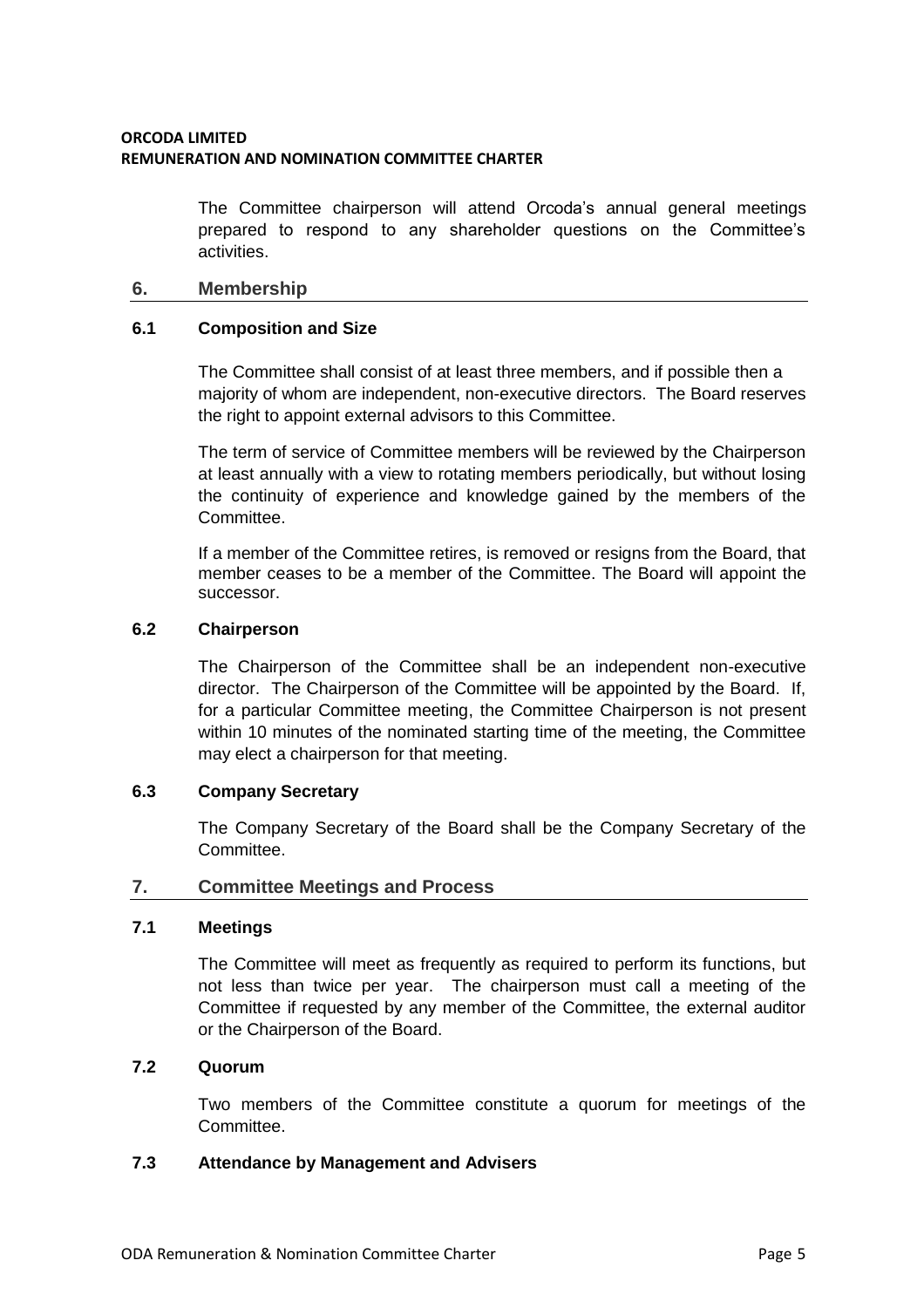The Committee chairperson will attend Orcoda's annual general meetings prepared to respond to any shareholder questions on the Committee's activities.

## 6. Membership

### 6.1 Composition and Size

The Committee shall consist of at least three members, and if possible then a majority of whom are independent, non-executive directors. The Board reserves the right to appoint external advisors to this Committee.

The term of service of Committee members will be reviewed by the Chairperson at least annually with a view to rotating members periodically, but without losing the continuity of experience and knowledge gained by the members of the Committee.

If a member of the Committee retires, is removed or resigns from the Board, that member ceases to be a member of the Committee. The Board will appoint the successor.

### 6.2 Chairperson

The Chairperson of the Committee shall be an independent non-executive director. The Chairperson of the Committee will be appointed by the Board. If, for a particular Committee meeting, the Committee Chairperson is not present within 10 minutes of the nominated starting time of the meeting, the Committee may elect a chairperson for that meeting.

### 6.3 Company Secretary

The Company Secretary of the Board shall be the Company Secretary of the Committee.

## 7. Committee Meetings and Process

### 7.1 Meetings

The Committee will meet as frequently as required to perform its functions, but not less than twice per year. The chairperson must call a meeting of the Committee if requested by any member of the Committee, the external auditor or the Chairperson of the Board.

### 7.2 Quorum

Two members of the Committee constitute a quorum for meetings of the Committee.

### 7.3 Attendance by Management and Advisers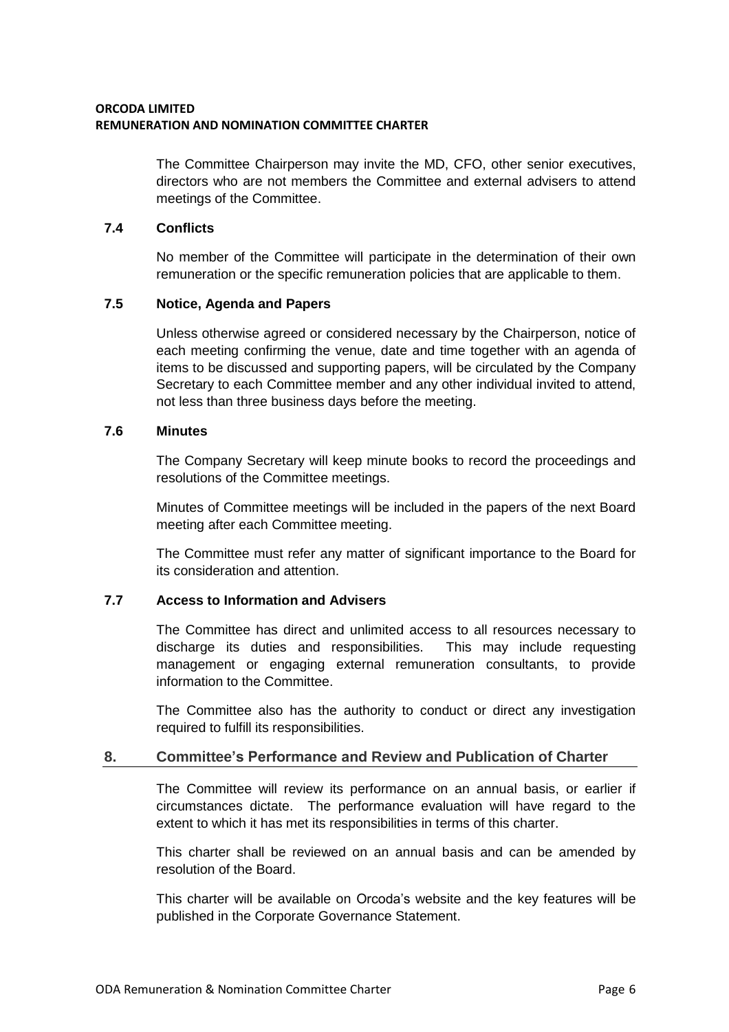The Committee Chairperson may invite the MD, CFO, other senior executives, directors who are not members the Committee and external advisers to attend meetings of the Committee.

### 7.4 Conflicts

No member of the Committee will participate in the determination of their own remuneration or the specific remuneration policies that are applicable to them.

### 7.5 Notice, Agenda and Papers

Unless otherwise agreed or considered necessary by the Chairperson, notice of each meeting confirming the venue, date and time together with an agenda of items to be discussed and supporting papers, will be circulated by the Company Secretary to each Committee member and any other individual invited to attend, not less than three business days before the meeting.

### 7.6 Minutes

The Company Secretary will keep minute books to record the proceedings and resolutions of the Committee meetings.

Minutes of Committee meetings will be included in the papers of the next Board meeting after each Committee meeting.

The Committee must refer any matter of significant importance to the Board for its consideration and attention.

### 7.7 Access to Information and Advisers

The Committee has direct and unlimited access to all resources necessary to discharge its duties and responsibilities. This may include requesting management or engaging external remuneration consultants, to provide information to the Committee.

The Committee also has the authority to conduct or direct any investigation required to fulfill its responsibilities.

## 8. Committee's Performance and Review and Publication of Charter

The Committee will review its performance on an annual basis, or earlier if circumstances dictate. The performance evaluation will have regard to the extent to which it has met its responsibilities in terms of this charter.

This charter shall be reviewed on an annual basis and can be amended by resolution of the Board.

This charter will be available on Orcoda's website and the key features will be published in the Corporate Governance Statement.